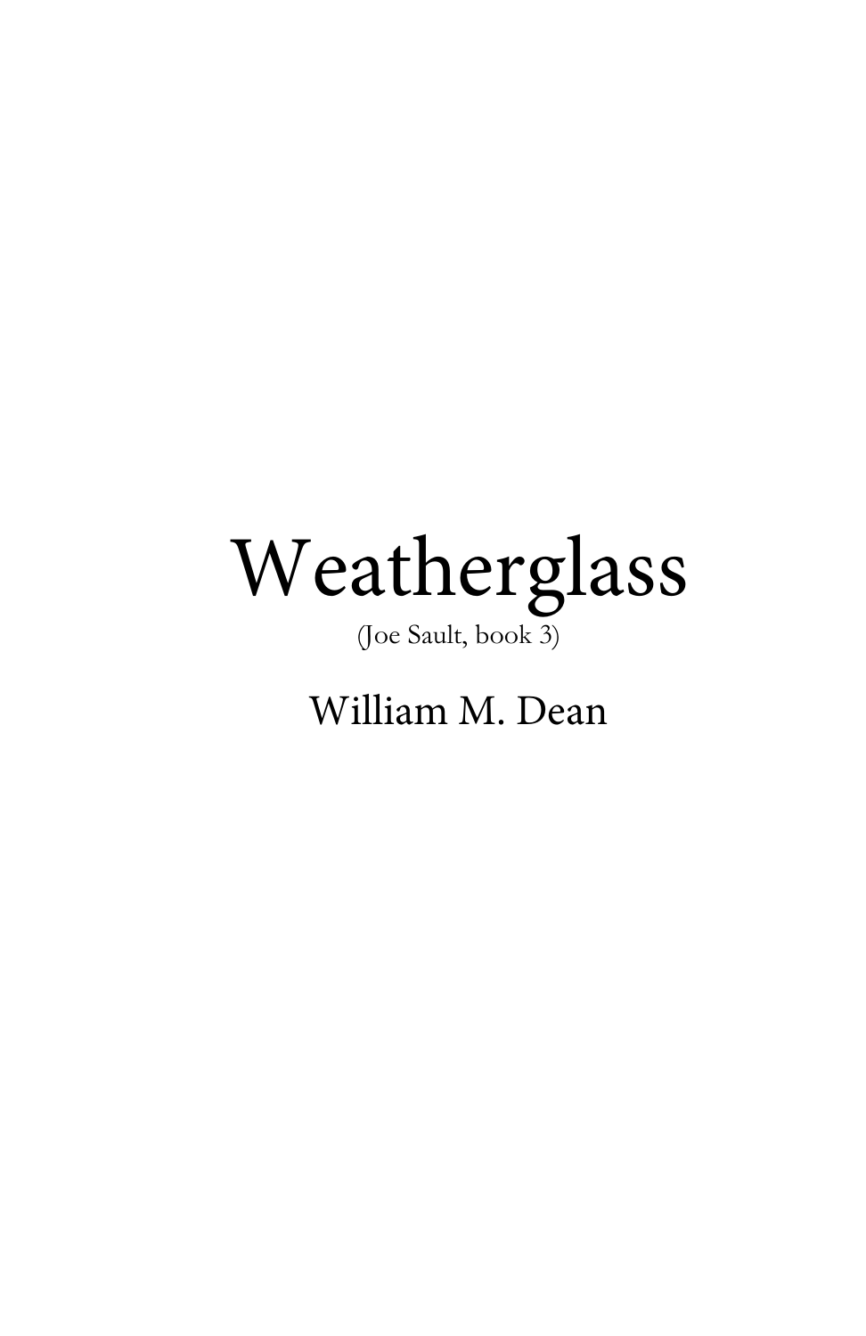# Weatherglass

(Joe Sault, book 3)

William M. Dean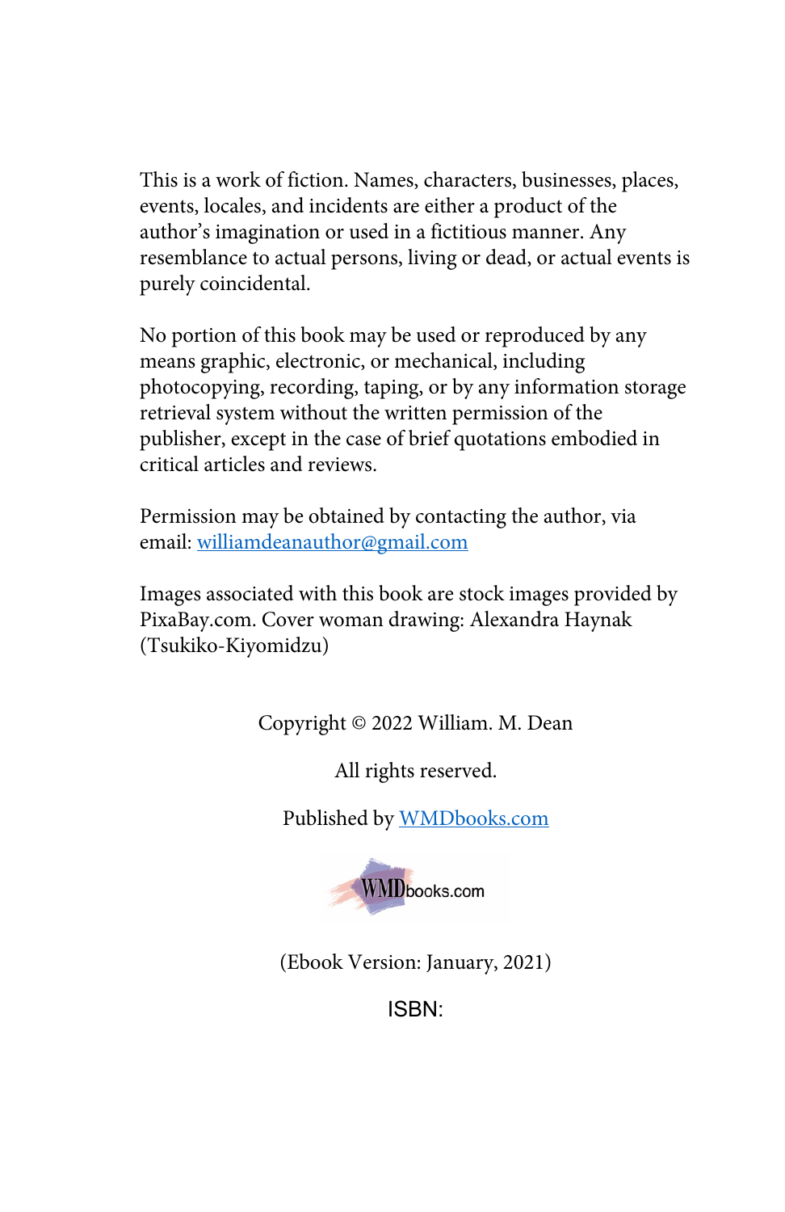This is a work of fiction. Names, characters, businesses, places, events, locales, and incidents are either a product of the author's imagination or used in a fictitious manner. Any resemblance to actual persons, living or dead, or actual events is purely coincidental.

No portion of this book may be used or reproduced by any means graphic, electronic, or mechanical, including photocopying, recording, taping, or by any information storage retrieval system without the written permission of the publisher, except in the case of brief quotations embodied in critical articles and reviews.

Permission may be obtained by contacting the author, via email: williamdeanauthor@gmail.com

Images associated with this book are stock images provided by PixaBay.com. Cover woman drawing: Alexandra Haynak (Tsukiko-Kiyomidzu)

Copyright © 2022 William. M. Dean

All rights reserved.

Published by WMDbooks.com

WMDbooks.com

(Ebook Version: January, 2021)

ISBN: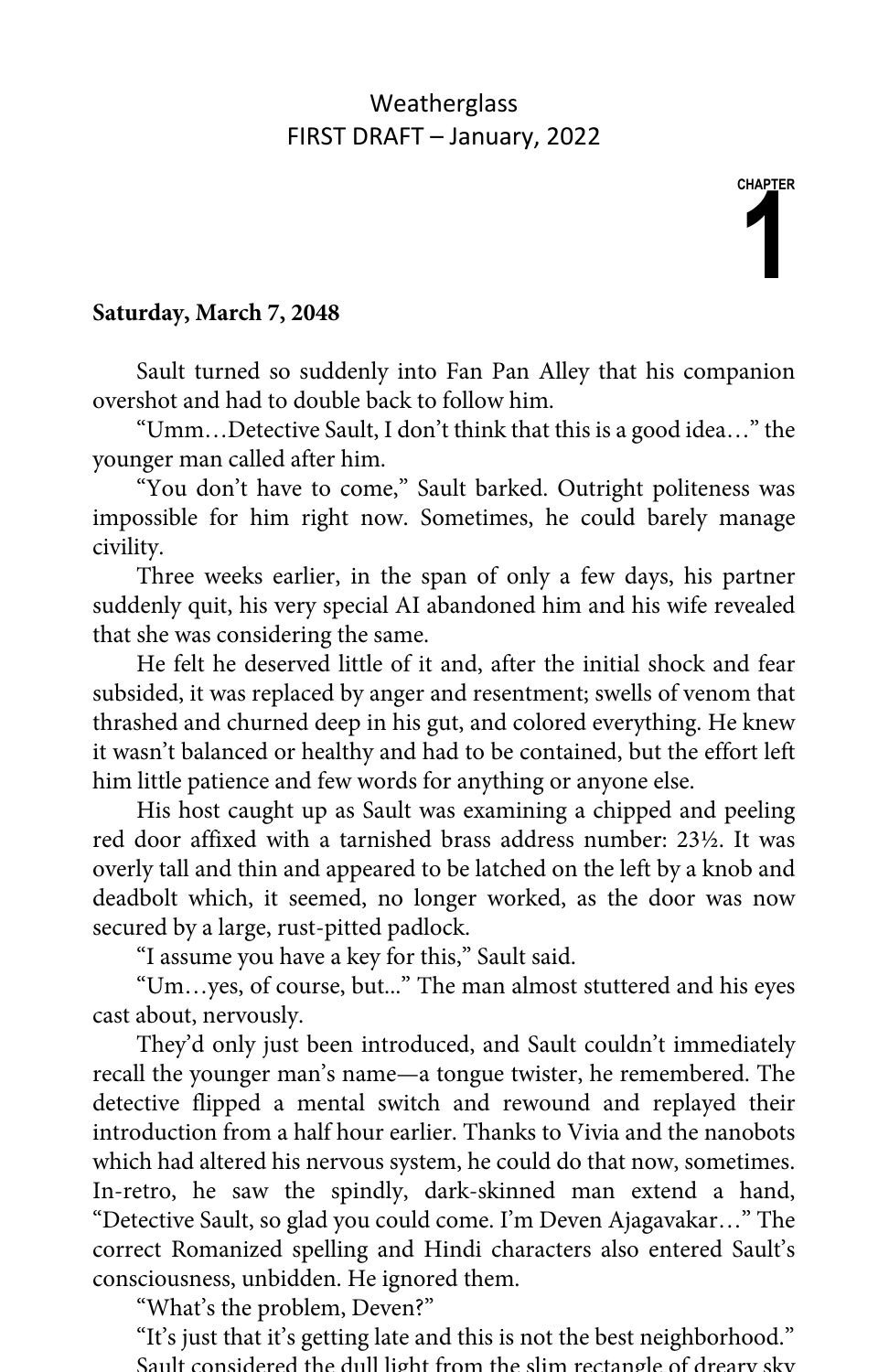Weatherglass

FIRST DRAFT – January, 2022

# CHAPTER 1

**Saturday, March 7, 2048**

Sault turned so suddenly into Fan Pan Alley that his companion overshot and had to double back to follow him.

"Umm…Detective Sault, I don't think that this is a good idea…" the younger man called after him.

"You don't have to come," Sault barked. Outright politeness was impossible for him right now. Sometimes, he could barely manage civility.

Three weeks earlier, in the span of only a few days, his partner suddenly quit, his very special AI abandoned him and his wife revealed that she was considering the same.

He felt he deserved little of it and, after the initial shock and fear subsided, it was replaced by anger and resentment; swells of venom that thrashed and churned deep in his gut, and colored everything. He knew it wasn't balanced or healthy and had to be contained, but the effort left him little patience and few words for anything or anyone else.

His host caught up as Sault was examining a chipped and peeling red door affixed with a tarnished brass address number: 23½. It was overly tall and thin and appeared to be latched on the left by a knob and deadbolt which, it seemed, no longer worked, as the door was now secured by a large, rust-pitted padlock.

"I assume you have a key for this," Sault said.

"Um…yes, of course, but..." The man almost stuttered and his eyes cast about, nervously.

They'd only just been introduced, and Sault couldn't immediately recall the younger man's name—a tongue twister, he remembered. The detective flipped a mental switch and rewound and replayed their introduction from a half hour earlier. Thanks to Vivia and the nanobots which had altered his nervous system, he could do that now, sometimes. In-retro, he saw the spindly, dark-skinned man extend a hand, "Detective Sault, so glad you could come. I'm Deven Ajagavakar…" The correct Romanized spelling and Hindi characters also entered Sault's consciousness, unbidden. He ignored them.

"What's the problem, Deven?"

"It's just that it's getting late and this is not the best neighborhood."

Sault considered the dull light from the slim rectangle of dreary sky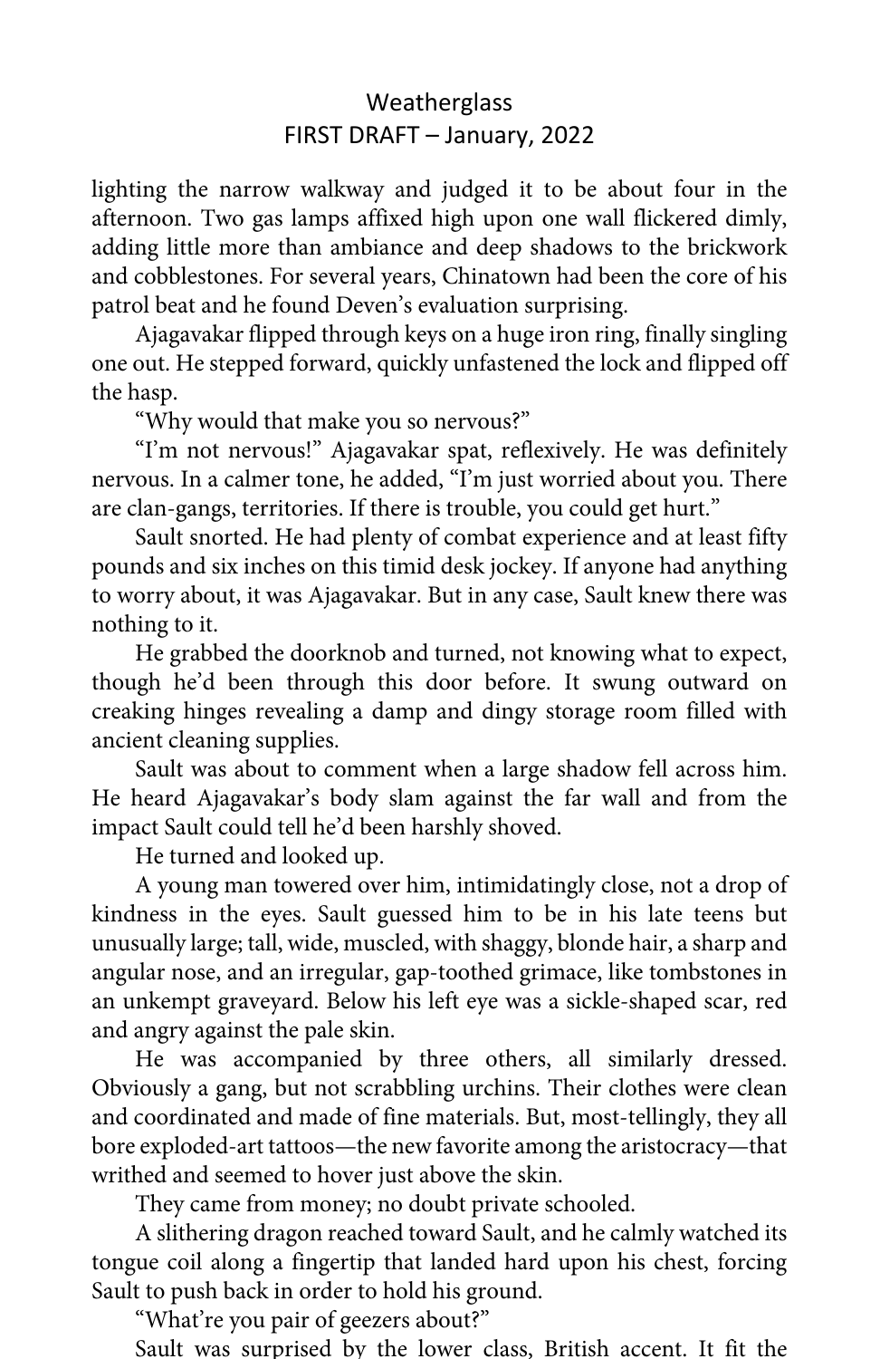lighting the narrow walkway and judged it to be about four in the afternoon. Two gas lamps affixed high upon one wall flickered dimly, adding little more than ambiance and deep shadows to the brickwork and cobblestones. For several years, Chinatown had been the core of his patrol beat and he found Deven's evaluation surprising.

Ajagavakar flipped through keys on a huge iron ring, finally singling one out. He stepped forward, quickly unfastened the lock and flipped off the hasp.

"Why would that make you so nervous?"

"I'm not nervous!" Ajagavakar spat, reflexively. He was definitely nervous. In a calmer tone, he added, "I'm just worried about you. There are clan-gangs, territories. If there is trouble, you could get hurt."

Sault snorted. He had plenty of combat experience and at least fifty pounds and six inches on this timid desk jockey. If anyone had anything to worry about, it was Ajagavakar. But in any case, Sault knew there was nothing to it.

He grabbed the doorknob and turned, not knowing what to expect, though he'd been through this door before. It swung outward on creaking hinges revealing a damp and dingy storage room filled with ancient cleaning supplies.

Sault was about to comment when a large shadow fell across him. He heard Ajagavakar's body slam against the far wall and from the impact Sault could tell he'd been harshly shoved.

He turned and looked up.

A young man towered over him, intimidatingly close, not a drop of kindness in the eyes. Sault guessed him to be in his late teens but unusually large; tall, wide, muscled, with shaggy, blonde hair, a sharp and angular nose, and an irregular, gap-toothed grimace, like tombstones in an unkempt graveyard. Below his left eye was a sickle-shaped scar, red and angry against the pale skin.

He was accompanied by three others, all similarly dressed. Obviously a gang, but not scrabbling urchins. Their clothes were clean and coordinated and made of fine materials. But, most-tellingly, they all bore exploded-art tattoos—the new favorite among the aristocracy—that writhed and seemed to hover just above the skin.

They came from money; no doubt private schooled.

A slithering dragon reached toward Sault, and he calmly watched its tongue coil along a fingertip that landed hard upon his chest, forcing Sault to push back in order to hold his ground.

"What're you pair of geezers about?"

Sault was surprised by the lower class, British accent. It fit the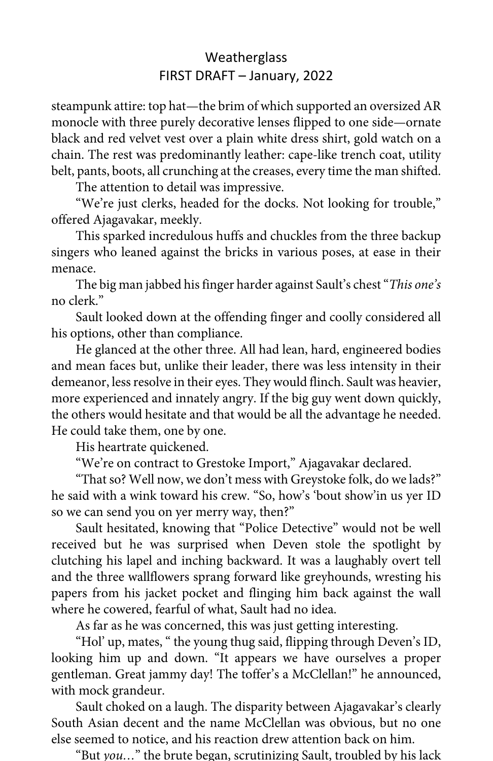steampunk attire: top hat—the brim of which supported an oversized AR monocle with three purely decorative lenses flipped to one side—ornate black and red velvet vest over a plain white dress shirt, gold watch on a chain. The rest was predominantly leather: cape-like trench coat, utility belt, pants, boots, all crunching at the creases, every time the man shifted.

The attention to detail was impressive.

"We're just clerks, headed for the docks. Not looking for trouble," offered Ajagavakar, meekly.

This sparked incredulous huffs and chuckles from the three backup singers who leaned against the bricks in various poses, at ease in their menace.

The big man jabbed his finger harder against Sault's chest "*This one's* no clerk."

Sault looked down at the offending finger and coolly considered all his options, other than compliance.

He glanced at the other three. All had lean, hard, engineered bodies and mean faces but, unlike their leader, there was less intensity in their demeanor, less resolve in their eyes. They would flinch. Sault was heavier, more experienced and innately angry. If the big guy went down quickly, the others would hesitate and that would be all the advantage he needed. He could take them, one by one.

His heartrate quickened.

"We're on contract to Grestoke Import," Ajagavakar declared.

"That so? Well now, we don't mess with Greystoke folk, do we lads?" he said with a wink toward his crew. "So, how's 'bout show'in us yer ID so we can send you on yer merry way, then?"

Sault hesitated, knowing that "Police Detective" would not be well received but he was surprised when Deven stole the spotlight by clutching his lapel and inching backward. It was a laughably overt tell and the three wallflowers sprang forward like greyhounds, wresting his papers from his jacket pocket and flinging him back against the wall where he cowered, fearful of what, Sault had no idea.

As far as he was concerned, this was just getting interesting.

"Hol' up, mates, " the young thug said, flipping through Deven's ID, looking him up and down. "It appears we have ourselves a proper gentleman. Great jammy day! The toffer's a McClellan!" he announced, with mock grandeur.

Sault choked on a laugh. The disparity between Ajagavakar's clearly South Asian decent and the name McClellan was obvious, but no one else seemed to notice, and his reaction drew attention back on him.

"But *you*…" the brute began, scrutinizing Sault, troubled by his lack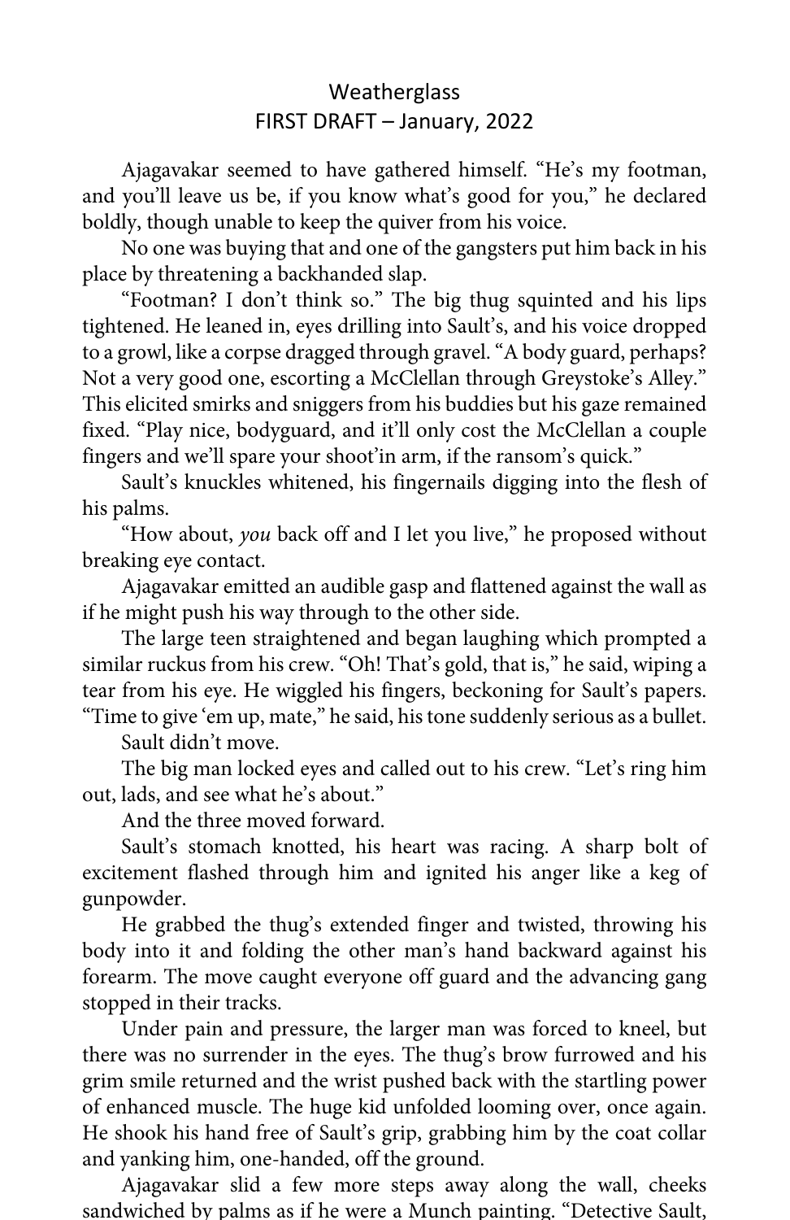Weatherglass
FIRST DRAFT – January, 2022

Ajagavakar seemed to have gathered himself. "He's my footman, and you'll leave us be, if you know what's good for you," he declared boldly, though unable to keep the quiver from his voice.

No one was buying that and one of the gangsters put him back in his place by threatening a backhanded slap.

"Footman? I don't think so." The big thug squinted and his lips tightened. He leaned in, eyes drilling into Sault's, and his voice dropped to a growl, like a corpse dragged through gravel. "A body guard, perhaps? Not a very good one, escorting a McClellan through Greystoke's Alley." This elicited smirks and sniggers from his buddies but his gaze remained fixed. "Play nice, bodyguard, and it'll only cost the McClellan a couple fingers and we'll spare your shoot'in arm, if the ransom's quick."

Sault's knuckles whitened, his fingernails digging into the flesh of his palms.

"How about, *you* back off and I let you live," he proposed without breaking eye contact.

Ajagavakar emitted an audible gasp and flattened against the wall as if he might push his way through to the other side.

The large teen straightened and began laughing which prompted a similar ruckus from his crew. "Oh! That's gold, that is," he said, wiping a tear from his eye. He wiggled his fingers, beckoning for Sault's papers. "Time to give 'em up, mate," he said, his tone suddenly serious as a bullet.

Sault didn't move.

The big man locked eyes and called out to his crew. "Let's ring him out, lads, and see what he's about."

And the three moved forward.

Sault's stomach knotted, his heart was racing. A sharp bolt of excitement flashed through him and ignited his anger like a keg of gunpowder.

He grabbed the thug's extended finger and twisted, throwing his body into it and folding the other man's hand backward against his forearm. The move caught everyone off guard and the advancing gang stopped in their tracks.

Under pain and pressure, the larger man was forced to kneel, but there was no surrender in the eyes. The thug's brow furrowed and his grim smile returned and the wrist pushed back with the startling power of enhanced muscle. The huge kid unfolded looming over, once again. He shook his hand free of Sault's grip, grabbing him by the coat collar and yanking him, one-handed, off the ground.

Ajagavakar slid a few more steps away along the wall, cheeks sandwiched by palms as if he were a Munch painting. "Detective Sault,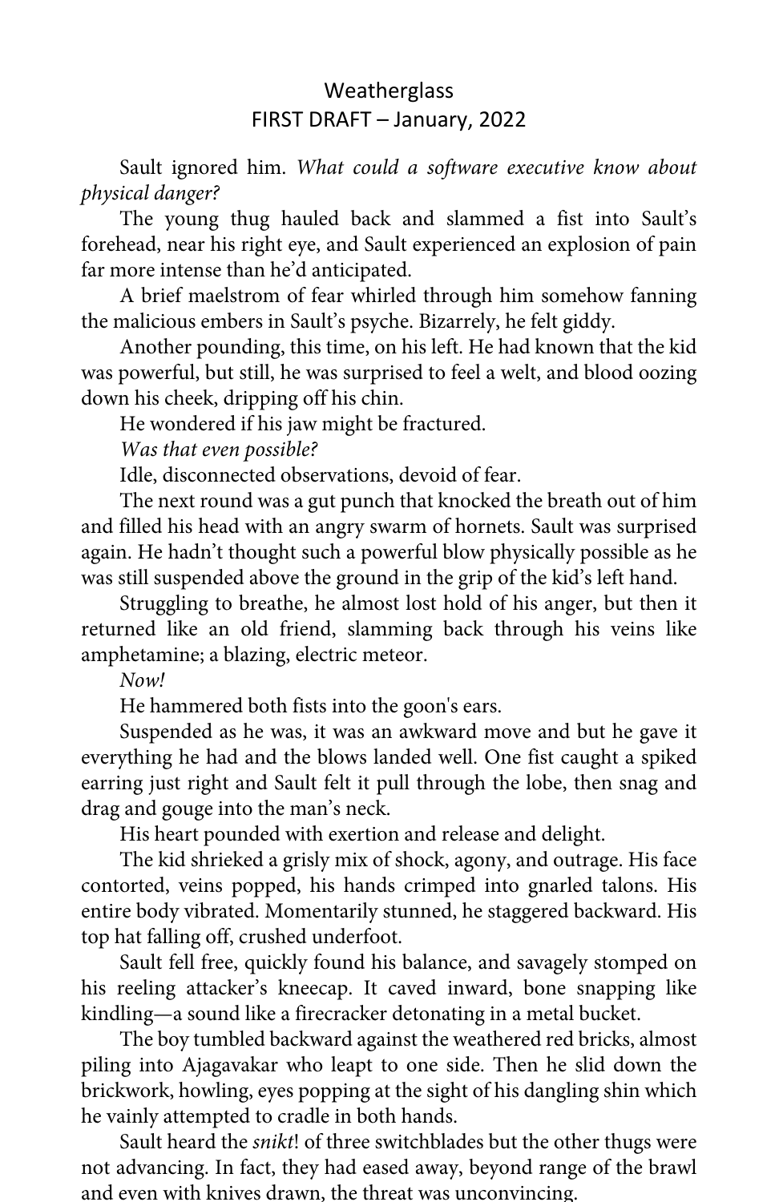Sault ignored him. *What could a software executive know about physical danger?*

The young thug hauled back and slammed a fist into Sault's forehead, near his right eye, and Sault experienced an explosion of pain far more intense than he'd anticipated.

A brief maelstrom of fear whirled through him somehow fanning the malicious embers in Sault's psyche. Bizarrely, he felt giddy.

Another pounding, this time, on his left. He had known that the kid was powerful, but still, he was surprised to feel a welt, and blood oozing down his cheek, dripping off his chin.

He wondered if his jaw might be fractured.

*Was that even possible?*

Idle, disconnected observations, devoid of fear.

The next round was a gut punch that knocked the breath out of him and filled his head with an angry swarm of hornets. Sault was surprised again. He hadn't thought such a powerful blow physically possible as he was still suspended above the ground in the grip of the kid's left hand.

Struggling to breathe, he almost lost hold of his anger, but then it returned like an old friend, slamming back through his veins like amphetamine; a blazing, electric meteor.

*Now!*

He hammered both fists into the goon's ears.

Suspended as he was, it was an awkward move and but he gave it everything he had and the blows landed well. One fist caught a spiked earring just right and Sault felt it pull through the lobe, then snag and drag and gouge into the man's neck.

His heart pounded with exertion and release and delight.

The kid shrieked a grisly mix of shock, agony, and outrage. His face contorted, veins popped, his hands crimped into gnarled talons. His entire body vibrated. Momentarily stunned, he staggered backward. His top hat falling off, crushed underfoot.

Sault fell free, quickly found his balance, and savagely stomped on his reeling attacker's kneecap. It caved inward, bone snapping like kindling—a sound like a firecracker detonating in a metal bucket.

The boy tumbled backward against the weathered red bricks, almost piling into Ajagavakar who leapt to one side. Then he slid down the brickwork, howling, eyes popping at the sight of his dangling shin which he vainly attempted to cradle in both hands.

Sault heard the *snikt*! of three switchblades but the other thugs were not advancing. In fact, they had eased away, beyond range of the brawl and even with knives drawn, the threat was unconvincing.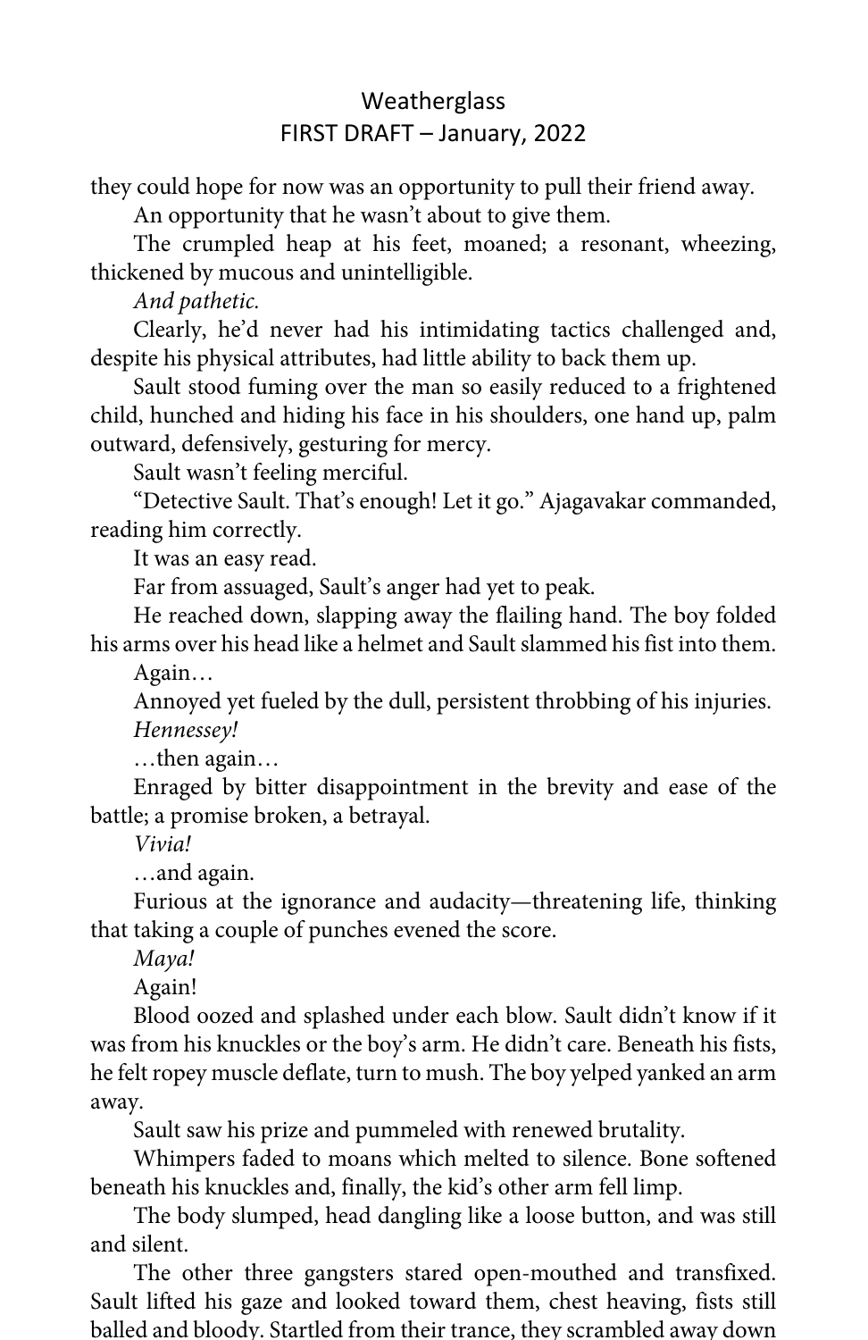they could hope for now was an opportunity to pull their friend away.

An opportunity that he wasn't about to give them.

The crumpled heap at his feet, moaned; a resonant, wheezing, thickened by mucous and unintelligible.

*And pathetic.*

Clearly, he'd never had his intimidating tactics challenged and, despite his physical attributes, had little ability to back them up.

Sault stood fuming over the man so easily reduced to a frightened child, hunched and hiding his face in his shoulders, one hand up, palm outward, defensively, gesturing for mercy.

Sault wasn't feeling merciful.

"Detective Sault. That's enough! Let it go." Ajagavakar commanded, reading him correctly.

It was an easy read.

Far from assuaged, Sault's anger had yet to peak.

He reached down, slapping away the flailing hand. The boy folded his arms over his head like a helmet and Sault slammed his fist into them.

Again…

Annoyed yet fueled by the dull, persistent throbbing of his injuries.

*Hennessey!*

…then again…

Enraged by bitter disappointment in the brevity and ease of the battle; a promise broken, a betrayal.

*Vivia!*

…and again.

Furious at the ignorance and audacity—threatening life, thinking that taking a couple of punches evened the score.

*Maya!*

Again!

Blood oozed and splashed under each blow. Sault didn't know if it was from his knuckles or the boy's arm. He didn't care. Beneath his fists, he felt ropey muscle deflate, turn to mush. The boy yelped yanked an arm away.

Sault saw his prize and pummeled with renewed brutality.

Whimpers faded to moans which melted to silence. Bone softened beneath his knuckles and, finally, the kid's other arm fell limp.

The body slumped, head dangling like a loose button, and was still and silent.

The other three gangsters stared open-mouthed and transfixed. Sault lifted his gaze and looked toward them, chest heaving, fists still balled and bloody. Startled from their trance, they scrambled away down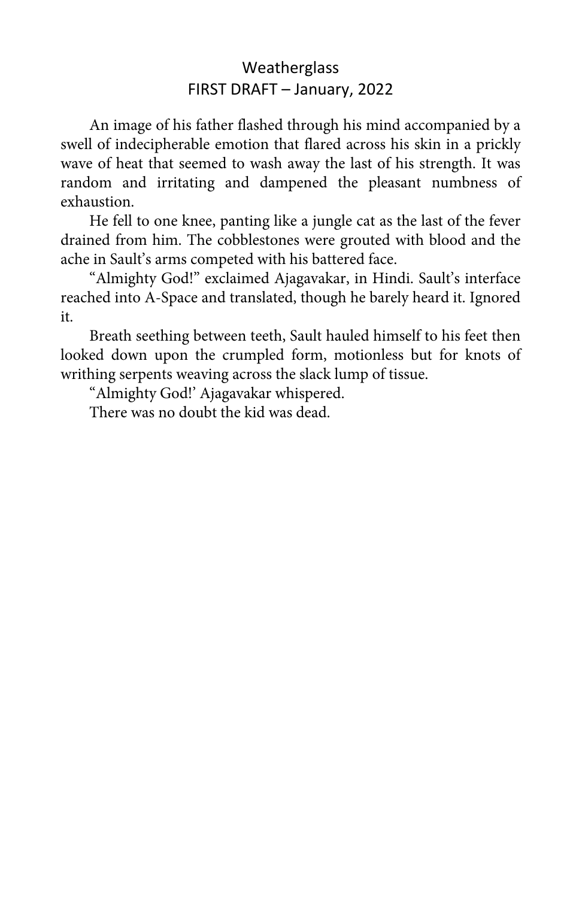Weatherglass
FIRST DRAFT – January, 2022

An image of his father flashed through his mind accompanied by a swell of indecipherable emotion that flared across his skin in a prickly wave of heat that seemed to wash away the last of his strength. It was random and irritating and dampened the pleasant numbness of exhaustion.

He fell to one knee, panting like a jungle cat as the last of the fever drained from him. The cobblestones were grouted with blood and the ache in Sault's arms competed with his battered face.

"Almighty God!" exclaimed Ajagavakar, in Hindi. Sault's interface reached into A-Space and translated, though he barely heard it. Ignored it.

Breath seething between teeth, Sault hauled himself to his feet then looked down upon the crumpled form, motionless but for knots of writhing serpents weaving across the slack lump of tissue.

"Almighty God!' Ajagavakar whispered.

There was no doubt the kid was dead.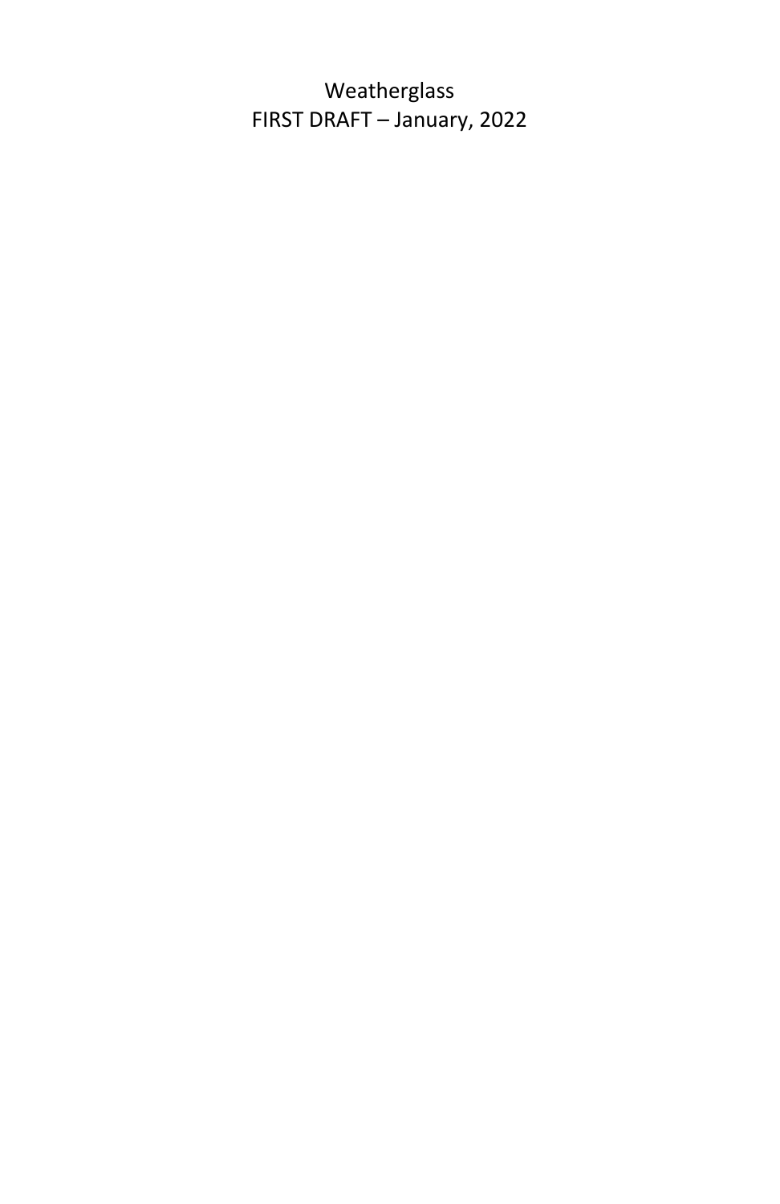Weatherglass

FIRST DRAFT – January, 2022